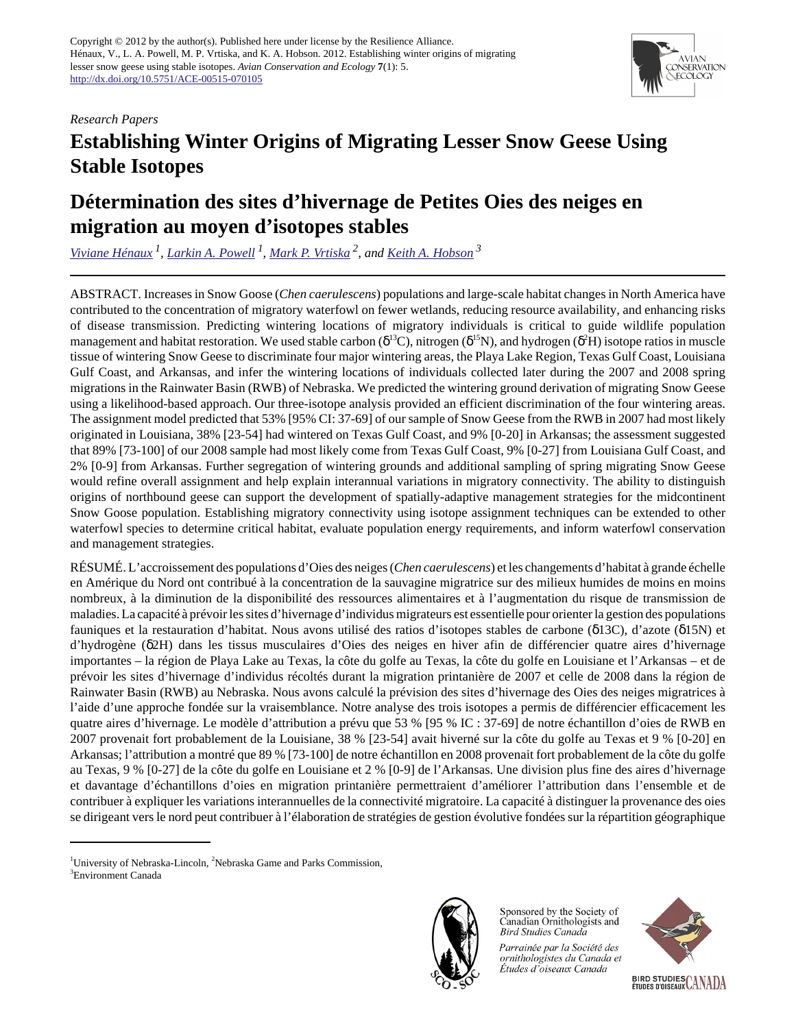Copyright © 2012 by the author(s). Published here under license by the Resilience Alliance.
Hénaux, V., L. A. Powell, M. P. Vrtiska, and K. A. Hobson. 2012. Establishing winter origins of migrating lesser snow geese using stable isotopes. *Avian Conservation and Ecology* **7**(1): 5.
http://dx.doi.org/10.5751/ACE-00515-070105

*Research Papers*

# Establishing Winter Origins of Migrating Lesser Snow Geese Using Stable Isotopes

# Détermination des sites d'hivernage de Petites Oies des neiges en migration au moyen d'isotopes stables

Viviane Hénaux [1], Larkin A. Powell [1], Mark P. Vrtiska [2], and Keith A. Hobson [3]

ABSTRACT. Increases in Snow Goose (*Chen caerulescens*) populations and large-scale habitat changes in North America have contributed to the concentration of migratory waterfowl on fewer wetlands, reducing resource availability, and enhancing risks of disease transmission. Predicting wintering locations of migratory individuals is critical to guide wildlife population management and habitat restoration. We used stable carbon ($\delta^{13}$C), nitrogen ($\delta^{15}$N), and hydrogen ($\delta^{2}$H) isotope ratios in muscle tissue of wintering Snow Geese to discriminate four major wintering areas, the Playa Lake Region, Texas Gulf Coast, Louisiana Gulf Coast, and Arkansas, and infer the wintering locations of individuals collected later during the 2007 and 2008 spring migrations in the Rainwater Basin (RWB) of Nebraska. We predicted the wintering ground derivation of migrating Snow Geese using a likelihood-based approach. Our three-isotope analysis provided an efficient discrimination of the four wintering areas. The assignment model predicted that 53% [95% CI: 37-69] of our sample of Snow Geese from the RWB in 2007 had most likely originated in Louisiana, 38% [23-54] had wintered on Texas Gulf Coast, and 9% [0-20] in Arkansas; the assessment suggested that 89% [73-100] of our 2008 sample had most likely come from Texas Gulf Coast, 9% [0-27] from Louisiana Gulf Coast, and 2% [0-9] from Arkansas. Further segregation of wintering grounds and additional sampling of spring migrating Snow Geese would refine overall assignment and help explain interannual variations in migratory connectivity. The ability to distinguish origins of northbound geese can support the development of spatially-adaptive management strategies for the midcontinent Snow Goose population. Establishing migratory connectivity using isotope assignment techniques can be extended to other waterfowl species to determine critical habitat, evaluate population energy requirements, and inform waterfowl conservation and management strategies.

RÉSUMÉ. L'accroissement des populations d'Oies des neiges (*Chen caerulescens*) et les changements d'habitat à grande échelle en Amérique du Nord ont contribué à la concentration de la sauvagine migratrice sur des milieux humides de moins en moins nombreux, à la diminution de la disponibilité des ressources alimentaires et à l'augmentation du risque de transmission de maladies. La capacité à prévoir les sites d'hivernage d'individus migrateurs est essentielle pour orienter la gestion des populations fauniques et la restauration d'habitat. Nous avons utilisé des ratios d'isotopes stables de carbone (δ13C), d'azote (δ15N) et d'hydrogène (δ2H) dans les tissus musculaires d'Oies des neiges en hiver afin de différencier quatre aires d'hivernage importantes – la région de Playa Lake au Texas, la côte du golfe au Texas, la côte du golfe en Louisiane et l'Arkansas – et de prévoir les sites d'hivernage d'individus récoltés durant la migration printanière de 2007 et celle de 2008 dans la région de Rainwater Basin (RWB) au Nebraska. Nous avons calculé la prévision des sites d'hivernage des Oies des neiges migratrices à l'aide d'une approche fondée sur la vraisemblance. Notre analyse des trois isotopes a permis de différencier efficacement les quatre aires d'hivernage. Le modèle d'attribution a prévu que 53 % [95 % IC : 37-69] de notre échantillon d'oies de RWB en 2007 provenait fort probablement de la Louisiane, 38 % [23-54] avait hiverné sur la côte du golfe au Texas et 9 % [0-20] en Arkansas; l'attribution a montré que 89 % [73-100] de notre échantillon en 2008 provenait fort probablement de la côte du golfe au Texas, 9 % [0-27] de la côte du golfe en Louisiane et 2 % [0-9] de l'Arkansas. Une division plus fine des aires d'hivernage et davantage d'échantillons d'oies en migration printanière permettraient d'améliorer l'attribution dans l'ensemble et de contribuer à expliquer les variations interannuelles de la connectivité migratoire. La capacité à distinguer la provenance des oies se dirigeant vers le nord peut contribuer à l'élaboration de stratégies de gestion évolutive fondées sur la répartition géographique

[1]University of Nebraska-Lincoln, [2]Nebraska Game and Parks Commission, [3]Environment Canada

Sponsored by the Society of Canadian Ornithologists and Bird Studies Canada

*Parrainée par la Société des ornithologistes du Canada et Études d'oiseaux Canada*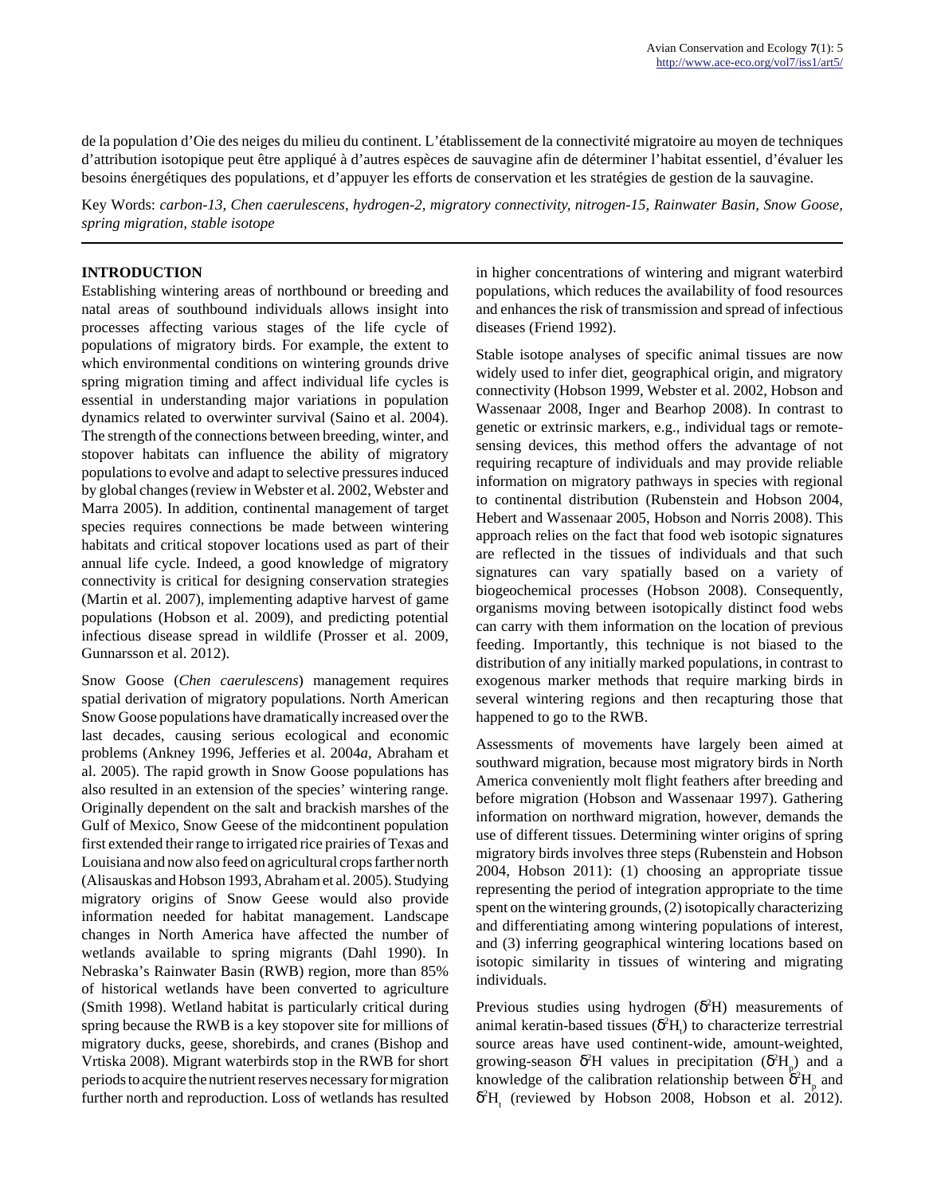de la population d'Oie des neiges du milieu du continent. L'établissement de la connectivité migratoire au moyen de techniques d'attribution isotopique peut être appliqué à d'autres espèces de sauvagine afin de déterminer l'habitat essentiel, d'évaluer les besoins énergétiques des populations, et d'appuyer les efforts de conservation et les stratégies de gestion de la sauvagine.

Key Words: *carbon-13, Chen caerulescens, hydrogen-2, migratory connectivity, nitrogen-15, Rainwater Basin, Snow Goose, spring migration, stable isotope*

## INTRODUCTION

Establishing wintering areas of northbound or breeding and natal areas of southbound individuals allows insight into processes affecting various stages of the life cycle of populations of migratory birds. For example, the extent to which environmental conditions on wintering grounds drive spring migration timing and affect individual life cycles is essential in understanding major variations in population dynamics related to overwinter survival (Saino et al. 2004). The strength of the connections between breeding, winter, and stopover habitats can influence the ability of migratory populations to evolve and adapt to selective pressures induced by global changes (review in Webster et al. 2002, Webster and Marra 2005). In addition, continental management of target species requires connections be made between wintering habitats and critical stopover locations used as part of their annual life cycle. Indeed, a good knowledge of migratory connectivity is critical for designing conservation strategies (Martin et al. 2007), implementing adaptive harvest of game populations (Hobson et al. 2009), and predicting potential infectious disease spread in wildlife (Prosser et al. 2009, Gunnarsson et al. 2012).

Snow Goose (*Chen caerulescens*) management requires spatial derivation of migratory populations. North American Snow Goose populations have dramatically increased over the last decades, causing serious ecological and economic problems (Ankney 1996, Jefferies et al. 2004*a*, Abraham et al. 2005). The rapid growth in Snow Goose populations has also resulted in an extension of the species' wintering range. Originally dependent on the salt and brackish marshes of the Gulf of Mexico, Snow Geese of the midcontinent population first extended their range to irrigated rice prairies of Texas and Louisiana and now also feed on agricultural crops farther north (Alisauskas and Hobson 1993, Abraham et al. 2005). Studying migratory origins of Snow Geese would also provide information needed for habitat management. Landscape changes in North America have affected the number of wetlands available to spring migrants (Dahl 1990). In Nebraska's Rainwater Basin (RWB) region, more than 85% of historical wetlands have been converted to agriculture (Smith 1998). Wetland habitat is particularly critical during spring because the RWB is a key stopover site for millions of migratory ducks, geese, shorebirds, and cranes (Bishop and Vrtiska 2008). Migrant waterbirds stop in the RWB for short periods to acquire the nutrient reserves necessary for migration further north and reproduction. Loss of wetlands has resulted in higher concentrations of wintering and migrant waterbird populations, which reduces the availability of food resources and enhances the risk of transmission and spread of infectious diseases (Friend 1992).

Stable isotope analyses of specific animal tissues are now widely used to infer diet, geographical origin, and migratory connectivity (Hobson 1999, Webster et al. 2002, Hobson and Wassenaar 2008, Inger and Bearhop 2008). In contrast to genetic or extrinsic markers, e.g., individual tags or remote-sensing devices, this method offers the advantage of not requiring recapture of individuals and may provide reliable information on migratory pathways in species with regional to continental distribution (Rubenstein and Hobson 2004, Hebert and Wassenaar 2005, Hobson and Norris 2008). This approach relies on the fact that food web isotopic signatures are reflected in the tissues of individuals and that such signatures can vary spatially based on a variety of biogeochemical processes (Hobson 2008). Consequently, organisms moving between isotopically distinct food webs can carry with them information on the location of previous feeding. Importantly, this technique is not biased to the distribution of any initially marked populations, in contrast to exogenous marker methods that require marking birds in several wintering regions and then recapturing those that happened to go to the RWB.

Assessments of movements have largely been aimed at southward migration, because most migratory birds in North America conveniently molt flight feathers after breeding and before migration (Hobson and Wassenaar 1997). Gathering information on northward migration, however, demands the use of different tissues. Determining winter origins of spring migratory birds involves three steps (Rubenstein and Hobson 2004, Hobson 2011): (1) choosing an appropriate tissue representing the period of integration appropriate to the time spent on the wintering grounds, (2) isotopically characterizing and differentiating among wintering populations of interest, and (3) inferring geographical wintering locations based on isotopic similarity in tissues of wintering and migrating individuals.

Previous studies using hydrogen ($\delta^2H$) measurements of animal keratin-based tissues ($\delta^2H_t$) to characterize terrestrial source areas have used continent-wide, amount-weighted, growing-season $\delta^2H$ values in precipitation ($\delta^2H_p$) and a knowledge of the calibration relationship between $\delta^2H_p$ and $\delta^2H_t$ (reviewed by Hobson 2008, Hobson et al. 2012).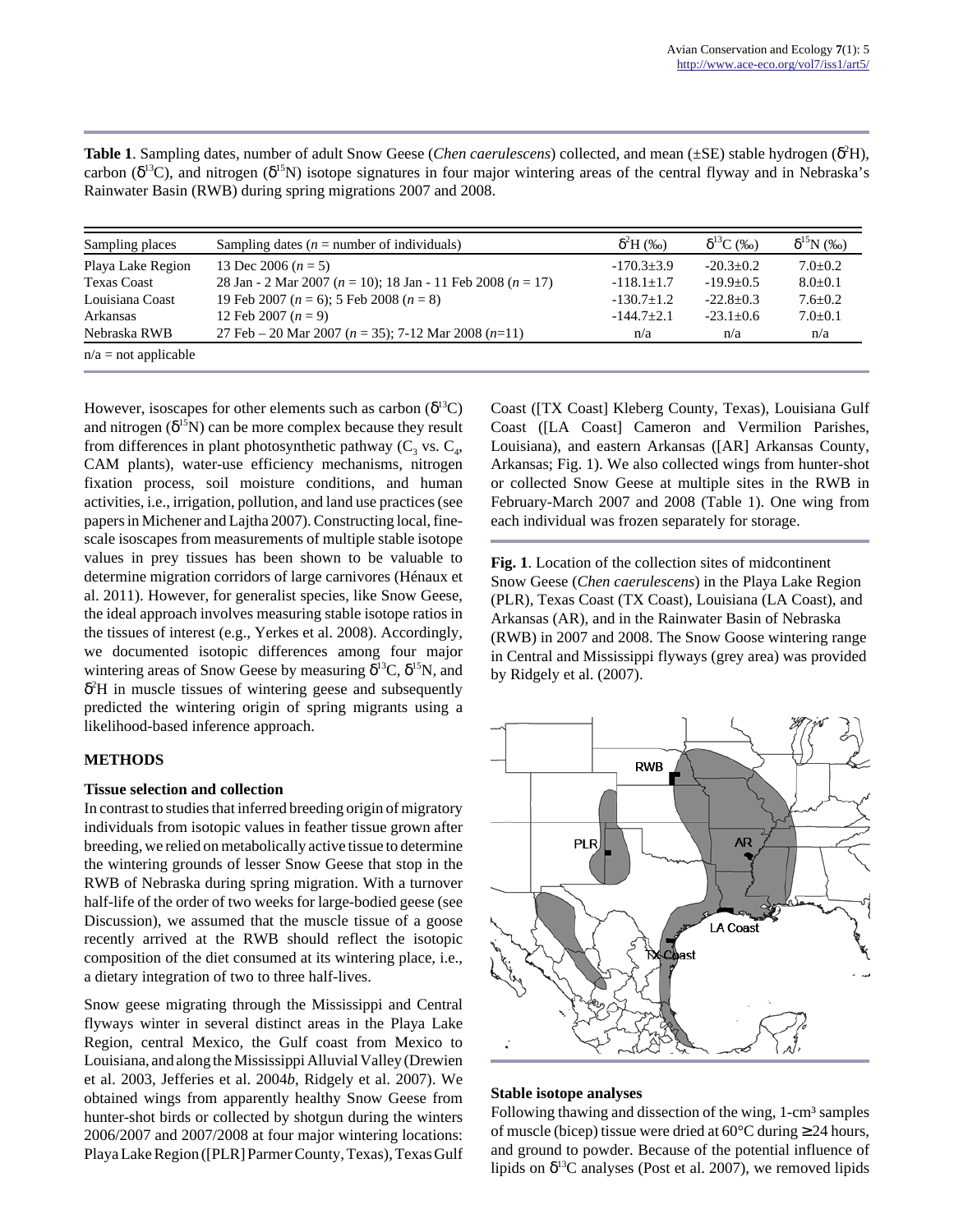**Table 1**. Sampling dates, number of adult Snow Geese (*Chen caerulescens*) collected, and mean (±SE) stable hydrogen ($\delta^2$H), carbon ($\delta^{13}$C), and nitrogen ($\delta^{15}$N) isotope signatures in four major wintering areas of the central flyway and in Nebraska's Rainwater Basin (RWB) during spring migrations 2007 and 2008.

| Sampling places | Sampling dates ($n$ = number of individuals) | $\delta^2$H (‰) | $\delta^{13}$C (‰) | $\delta^{15}$N (‰) |
|---|---|---|---|---|
| Playa Lake Region | 13 Dec 2006 ($n$ = 5) | -170.3±3.9 | -20.3±0.2 | 7.0±0.2 |
| Texas Coast | 28 Jan - 2 Mar 2007 ($n$ = 10); 18 Jan - 11 Feb 2008 ($n$ = 17) | -118.1±1.7 | -19.9±0.5 | 8.0±0.1 |
| Louisiana Coast | 19 Feb 2007 ($n$ = 6); 5 Feb 2008 ($n$ = 8) | -130.7±1.2 | -22.8±0.3 | 7.6±0.2 |
| Arkansas | 12 Feb 2007 ($n$ = 9) | -144.7±2.1 | -23.1±0.6 | 7.0±0.1 |
| Nebraska RWB | 27 Feb – 20 Mar 2007 ($n$ = 35); 7-12 Mar 2008 ($n$=11) | n/a | n/a | n/a |

n/a = not applicable

However, isoscapes for other elements such as carbon ($\delta^{13}$C) and nitrogen ($\delta^{15}$N) can be more complex because they result from differences in plant photosynthetic pathway ($C_3$ vs. $C_4$, CAM plants), water-use efficiency mechanisms, nitrogen fixation process, soil moisture conditions, and human activities, i.e., irrigation, pollution, and land use practices (see papers in Michener and Lajtha 2007). Constructing local, fine-scale isoscapes from measurements of multiple stable isotope values in prey tissues has been shown to be valuable to determine migration corridors of large carnivores (Hénaux et al. 2011). However, for generalist species, like Snow Geese, the ideal approach involves measuring stable isotope ratios in the tissues of interest (e.g., Yerkes et al. 2008). Accordingly, we documented isotopic differences among four major wintering areas of Snow Geese by measuring $\delta^{13}$C, $\delta^{15}$N, and $\delta^2$H in muscle tissues of wintering geese and subsequently predicted the wintering origin of spring migrants using a likelihood-based inference approach.

## METHODS

### Tissue selection and collection

In contrast to studies that inferred breeding origin of migratory individuals from isotopic values in feather tissue grown after breeding, we relied on metabolically active tissue to determine the wintering grounds of lesser Snow Geese that stop in the RWB of Nebraska during spring migration. With a turnover half-life of the order of two weeks for large-bodied geese (see Discussion), we assumed that the muscle tissue of a goose recently arrived at the RWB should reflect the isotopic composition of the diet consumed at its wintering place, i.e., a dietary integration of two to three half-lives.

Snow geese migrating through the Mississippi and Central flyways winter in several distinct areas in the Playa Lake Region, central Mexico, the Gulf coast from Mexico to Louisiana, and along the Mississippi Alluvial Valley (Drewien et al. 2003, Jefferies et al. 2004*b*, Ridgely et al. 2007). We obtained wings from apparently healthy Snow Geese from hunter-shot birds or collected by shotgun during the winters 2006/2007 and 2007/2008 at four major wintering locations: Playa Lake Region ([PLR] Parmer County, Texas), Texas Gulf Coast ([TX Coast] Kleberg County, Texas), Louisiana Gulf Coast ([LA Coast] Cameron and Vermilion Parishes, Louisiana), and eastern Arkansas ([AR] Arkansas County, Arkansas; Fig. 1). We also collected wings from hunter-shot or collected Snow Geese at multiple sites in the RWB in February-March 2007 and 2008 (Table 1). One wing from each individual was frozen separately for storage.

**Fig. 1**. Location of the collection sites of midcontinent Snow Geese (*Chen caerulescens*) in the Playa Lake Region (PLR), Texas Coast (TX Coast), Louisiana (LA Coast), and Arkansas (AR), and in the Rainwater Basin of Nebraska (RWB) in 2007 and 2008. The Snow Goose wintering range in Central and Mississippi flyways (grey area) was provided by Ridgely et al. (2007).

### Stable isotope analyses

Following thawing and dissection of the wing, 1-cm³ samples of muscle (bicep) tissue were dried at 60°C during ≥24 hours, and ground to powder. Because of the potential influence of lipids on $\delta^{13}$C analyses (Post et al. 2007), we removed lipids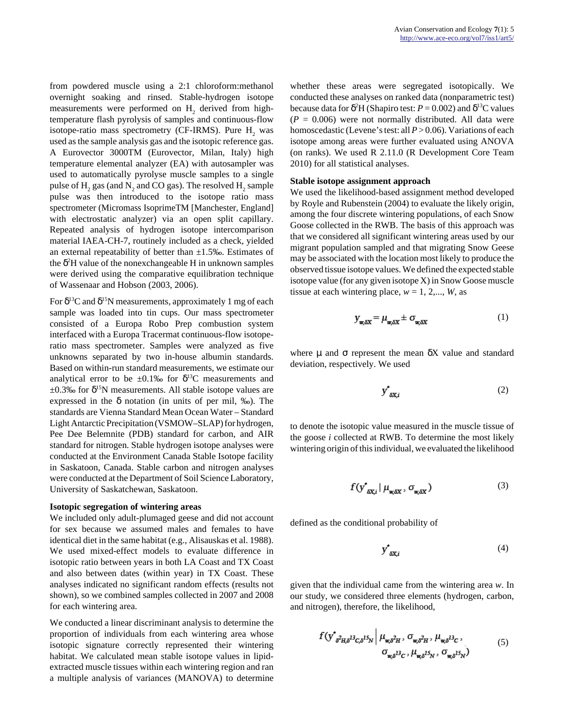from powdered muscle using a 2:1 chloroform:methanol overnight soaking and rinsed. Stable-hydrogen isotope measurements were performed on $H_2$ derived from high-temperature flash pyrolysis of samples and continuous-flow isotope-ratio mass spectrometry (CF-IRMS). Pure $H_2$ was used as the sample analysis gas and the isotopic reference gas. A Eurovector 3000TM (Eurovector, Milan, Italy) high temperature elemental analyzer (EA) with autosampler was used to automatically pyrolyse muscle samples to a single pulse of $H_2$ gas (and $N_2$ and CO gas). The resolved $H_2$ sample pulse was then introduced to the isotope ratio mass spectrometer (Micromass IsoprimeTM [Manchester, England] with electrostatic analyzer) via an open split capillary. Repeated analysis of hydrogen isotope intercomparison material IAEA-CH-7, routinely included as a check, yielded an external repeatability of better than ±1.5‰. Estimates of the $\delta^2$H value of the nonexchangeable H in unknown samples were derived using the comparative equilibration technique of Wassenaar and Hobson (2003, 2006).

For $\delta^{13}$C and $\delta^{15}$N measurements, approximately 1 mg of each sample was loaded into tin cups. Our mass spectrometer consisted of a Europa Robo Prep combustion system interfaced with a Europa Tracermat continuous-flow isotope-ratio mass spectrometer. Samples were analyzed as five unknowns separated by two in-house albumin standards. Based on within-run standard measurements, we estimate our analytical error to be ±0.1‰ for $\delta^{13}$C measurements and ±0.3‰ for $\delta^{15}$N measurements. All stable isotope values are expressed in the δ notation (in units of per mil, ‰). The standards are Vienna Standard Mean Ocean Water – Standard Light Antarctic Precipitation (VSMOW–SLAP) for hydrogen, Pee Dee Belemnite (PDB) standard for carbon, and AIR standard for nitrogen. Stable hydrogen isotope analyses were conducted at the Environment Canada Stable Isotope facility in Saskatoon, Canada. Stable carbon and nitrogen analyses were conducted at the Department of Soil Science Laboratory, University of Saskatchewan, Saskatoon.

### Isotopic segregation of wintering areas

We included only adult-plumaged geese and did not account for sex because we assumed males and females to have identical diet in the same habitat (e.g., Alisauskas et al. 1988). We used mixed-effect models to evaluate difference in isotopic ratio between years in both LA Coast and TX Coast and also between dates (within year) in TX Coast. These analyses indicated no significant random effects (results not shown), so we combined samples collected in 2007 and 2008 for each wintering area.

We conducted a linear discriminant analysis to determine the proportion of individuals from each wintering area whose isotopic signature correctly represented their wintering habitat. We calculated mean stable isotope values in lipid-extracted muscle tissues within each wintering region and ran a multiple analysis of variances (MANOVA) to determine whether these areas were segregated isotopically. We conducted these analyses on ranked data (nonparametric test) because data for $\delta^2$H (Shapiro test: $P = 0.002$) and $\delta^{13}$C values ($P = 0.006$) were not normally distributed. All data were homoscedastic (Levene's test: all $P > 0.06$). Variations of each isotope among areas were further evaluated using ANOVA (on ranks). We used R 2.11.0 (R Development Core Team 2010) for all statistical analyses.

### Stable isotope assignment approach

We used the likelihood-based assignment method developed by Royle and Rubenstein (2004) to evaluate the likely origin, among the four discrete wintering populations, of each Snow Goose collected in the RWB. The basis of this approach was that we considered all significant wintering areas used by our migrant population sampled and that migrating Snow Geese may be associated with the location most likely to produce the observed tissue isotope values. We defined the expected stable isotope value (for any given isotope X) in Snow Goose muscle tissue at each wintering place, $w = 1, 2, ..., W$, as

$$y_{w,\delta X} = \mu_{w,\delta X} \pm \sigma_{w,\delta X} \tag{1}$$

where μ and σ represent the mean δX value and standard deviation, respectively. We used

$$y^{*}_{\delta X,i} \tag{2}$$

to denote the isotopic value measured in the muscle tissue of the goose *i* collected at RWB. To determine the most likely wintering origin of this individual, we evaluated the likelihood

$$f(y^{*}_{\delta X,i} \mid \mu_{w,\delta X}, \sigma_{w,\delta X}) \tag{3}$$

defined as the conditional probability of

$$y^{*}_{\delta X,i} \tag{4}$$

given that the individual came from the wintering area *w*. In our study, we considered three elements (hydrogen, carbon, and nitrogen), therefore, the likelihood,

$$f\left(y^{*}_{\delta^2 H,\delta^{13}C,\delta^{15}N} \,\middle|\, \mu_{w,\delta^2 H}, \sigma_{w,\delta^2 H}, \mu_{w,\delta^{13}C}, \sigma_{w,\delta^{13}C}, \mu_{w,\delta^{15}N}, \sigma_{w,\delta^{15}N}\right) \tag{5}$$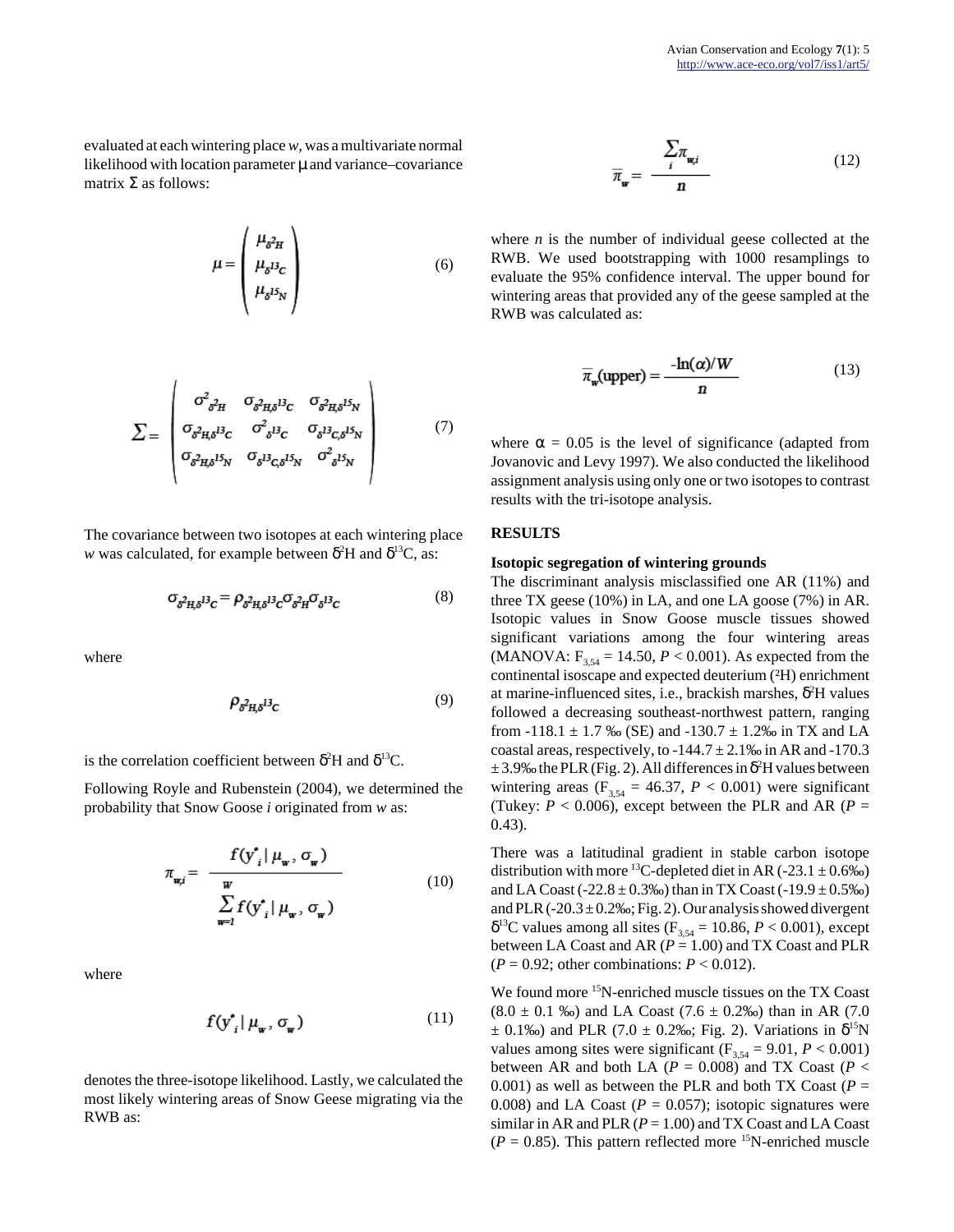evaluated at each wintering place *w*, was a multivariate normal likelihood with location parameter μ and variance–covariance matrix Σ as follows:

$$\mu = \begin{pmatrix} \mu_{\delta^2H} \\ \mu_{\delta^{13}C} \\ \mu_{\delta^{15}N} \end{pmatrix} \quad (6)$$

$$\Sigma = \begin{pmatrix} \sigma^2_{\delta^2H} & \sigma_{\delta^2H,\delta^{13}C} & \sigma_{\delta^2H,\delta^{15}N} \\ \sigma_{\delta^2H,\delta^{13}C} & \sigma^2_{\delta^{13}C} & \sigma_{\delta^{13}C,\delta^{15}N} \\ \sigma_{\delta^2H,\delta^{15}N} & \sigma_{\delta^{13}C,\delta^{15}N} & \sigma^2_{\delta^{15}N} \end{pmatrix} \quad (7)$$

The covariance between two isotopes at each wintering place *w* was calculated, for example between $\delta^2$H and $\delta^{13}$C, as:

$$\sigma_{\delta^2H,\delta^{13}C} = \rho_{\delta^2H,\delta^{13}C}\sigma_{\delta^2H}\sigma_{\delta^{13}C} \quad (8)$$

where

$$\rho_{\delta^2H,\delta^{13}C} \quad (9)$$

is the correlation coefficient between $\delta^2$H and $\delta^{13}$C.

Following Royle and Rubenstein (2004), we determined the probability that Snow Goose *i* originated from *w* as:

$$\pi_{w,i} = \frac{f(y^*_i \mid \mu_w, \sigma_w)}{\sum_{w=1}^{W} f(y^*_i \mid \mu_w, \sigma_w)} \quad (10)$$

where

$$f(y^*_i \mid \mu_w, \sigma_w) \quad (11)$$

denotes the three-isotope likelihood. Lastly, we calculated the most likely wintering areas of Snow Geese migrating via the RWB as:

$$\overline{\pi}_w = \frac{\sum_i \pi_{w,i}}{n} \quad (12)$$

where *n* is the number of individual geese collected at the RWB. We used bootstrapping with 1000 resamplings to evaluate the 95% confidence interval. The upper bound for wintering areas that provided any of the geese sampled at the RWB was calculated as:

$$\overline{\pi}_w(\text{upper}) = \frac{-\ln(\alpha)/W}{n} \quad (13)$$

where $\alpha = 0.05$ is the level of significance (adapted from Jovanovic and Levy 1997). We also conducted the likelihood assignment analysis using only one or two isotopes to contrast results with the tri-isotope analysis.

## RESULTS

### Isotopic segregation of wintering grounds

The discriminant analysis misclassified one AR (11%) and three TX geese (10%) in LA, and one LA goose (7%) in AR. Isotopic values in Snow Goose muscle tissues showed significant variations among the four wintering areas (MANOVA: $F_{3,54} = 14.50$, $P < 0.001$). As expected from the continental isoscape and expected deuterium ($^2$H) enrichment at marine-influenced sites, i.e., brackish marshes, $\delta^2$H values followed a decreasing southeast-northwest pattern, ranging from -118.1 ± 1.7 ‰ (SE) and -130.7 ± 1.2‰ in TX and LA coastal areas, respectively, to -144.7 ± 2.1‰ in AR and -170.3 ± 3.9‰ the PLR (Fig. 2). All differences in $\delta^2$H values between wintering areas ($F_{3,54} = 46.37$, $P < 0.001$) were significant (Tukey: $P < 0.006$), except between the PLR and AR ($P = 0.43$).

There was a latitudinal gradient in stable carbon isotope distribution with more $^{13}$C-depleted diet in AR (-23.1 ± 0.6‰) and LA Coast (-22.8 ± 0.3‰) than in TX Coast (-19.9 ± 0.5‰) and PLR (-20.3 ± 0.2‰; Fig. 2). Our analysis showed divergent $\delta^{13}$C values among all sites ($F_{3,54} = 10.86$, $P < 0.001$), except between LA Coast and AR ($P = 1.00$) and TX Coast and PLR ($P = 0.92$; other combinations: $P < 0.012$).

We found more $^{15}$N-enriched muscle tissues on the TX Coast (8.0 ± 0.1 ‰) and LA Coast (7.6 ± 0.2‰) than in AR (7.0 ± 0.1‰) and PLR (7.0 ± 0.2‰; Fig. 2). Variations in $\delta^{15}$N values among sites were significant ($F_{3,54} = 9.01$, $P < 0.001$) between AR and both LA ($P = 0.008$) and TX Coast ($P < 0.001$) as well as between the PLR and both TX Coast ($P = 0.008$) and LA Coast ($P = 0.057$); isotopic signatures were similar in AR and PLR ($P = 1.00$) and TX Coast and LA Coast ($P = 0.85$). This pattern reflected more $^{15}$N-enriched muscle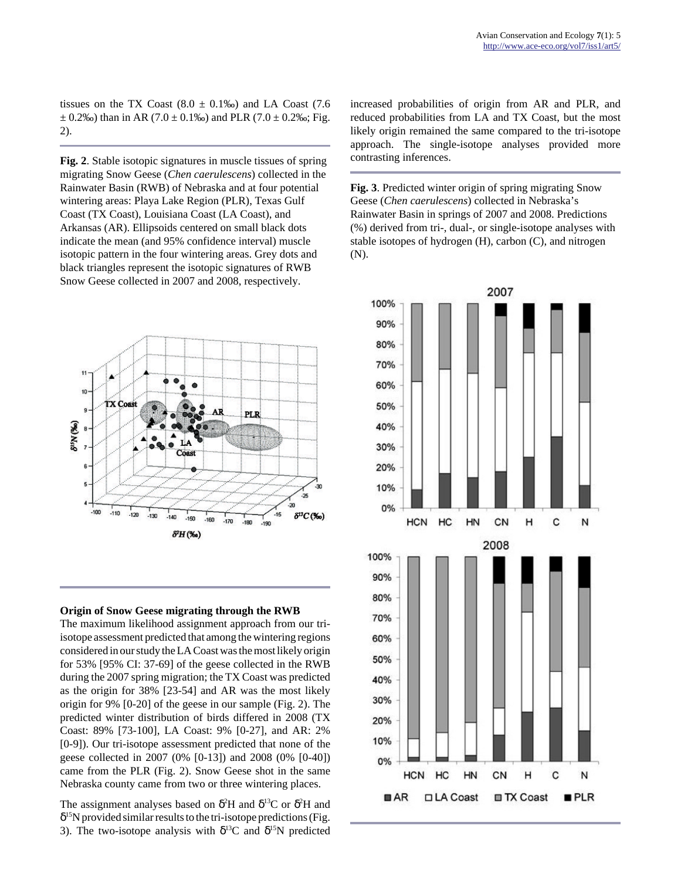tissues on the TX Coast (8.0 ± 0.1‰) and LA Coast (7.6 ± 0.2‰) than in AR (7.0 ± 0.1‰) and PLR (7.0 ± 0.2‰; Fig. 2).

**Fig. 2**. Stable isotopic signatures in muscle tissues of spring migrating Snow Geese (*Chen caerulescens*) collected in the Rainwater Basin (RWB) of Nebraska and at four potential wintering areas: Playa Lake Region (PLR), Texas Gulf Coast (TX Coast), Louisiana Coast (LA Coast), and Arkansas (AR). Ellipsoids centered on small black dots indicate the mean (and 95% confidence interval) muscle isotopic pattern in the four wintering areas. Grey dots and black triangles represent the isotopic signatures of RWB Snow Geese collected in 2007 and 2008, respectively.

### Origin of Snow Geese migrating through the RWB

The maximum likelihood assignment approach from our tri-isotope assessment predicted that among the wintering regions considered in our study the LA Coast was the most likely origin for 53% [95% CI: 37-69] of the geese collected in the RWB during the 2007 spring migration; the TX Coast was predicted as the origin for 38% [23-54] and AR was the most likely origin for 9% [0-20] of the geese in our sample (Fig. 2). The predicted winter distribution of birds differed in 2008 (TX Coast: 89% [73-100], LA Coast: 9% [0-27], and AR: 2% [0-9]). Our tri-isotope assessment predicted that none of the geese collected in 2007 (0% [0-13]) and 2008 (0% [0-40]) came from the PLR (Fig. 2). Snow Geese shot in the same Nebraska county came from two or three wintering places.

The assignment analyses based on $\delta^2$H and $\delta^{13}$C or $\delta^2$H and $\delta^{15}$N provided similar results to the tri-isotope predictions (Fig. 3). The two-isotope analysis with $\delta^{13}$C and $\delta^{15}$N predicted increased probabilities of origin from AR and PLR, and reduced probabilities from LA and TX Coast, but the most likely origin remained the same compared to the tri-isotope approach. The single-isotope analyses provided more contrasting inferences.

**Fig. 3**. Predicted winter origin of spring migrating Snow Geese (*Chen caerulescens*) collected in Nebraska's Rainwater Basin in springs of 2007 and 2008. Predictions (%) derived from tri-, dual-, or single-isotope analyses with stable isotopes of hydrogen (H), carbon (C), and nitrogen (N).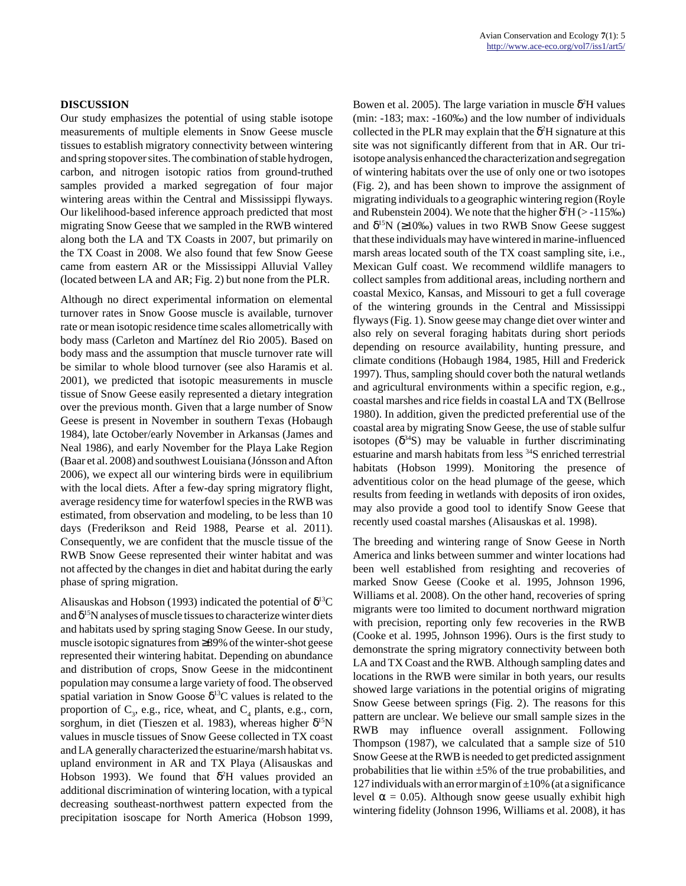## DISCUSSION

Our study emphasizes the potential of using stable isotope measurements of multiple elements in Snow Geese muscle tissues to establish migratory connectivity between wintering and spring stopover sites. The combination of stable hydrogen, carbon, and nitrogen isotopic ratios from ground-truthed samples provided a marked segregation of four major wintering areas within the Central and Mississippi flyways. Our likelihood-based inference approach predicted that most migrating Snow Geese that we sampled in the RWB wintered along both the LA and TX Coasts in 2007, but primarily on the TX Coast in 2008. We also found that few Snow Geese came from eastern AR or the Mississippi Alluvial Valley (located between LA and AR; Fig. 2) but none from the PLR.

Although no direct experimental information on elemental turnover rates in Snow Goose muscle is available, turnover rate or mean isotopic residence time scales allometrically with body mass (Carleton and Martínez del Rio 2005). Based on body mass and the assumption that muscle turnover rate will be similar to whole blood turnover (see also Haramis et al. 2001), we predicted that isotopic measurements in muscle tissue of Snow Geese easily represented a dietary integration over the previous month. Given that a large number of Snow Geese is present in November in southern Texas (Hobaugh 1984), late October/early November in Arkansas (James and Neal 1986), and early November for the Playa Lake Region (Baar et al. 2008) and southwest Louisiana (Jónsson and Afton 2006), we expect all our wintering birds were in equilibrium with the local diets. After a few-day spring migratory flight, average residency time for waterfowl species in the RWB was estimated, from observation and modeling, to be less than 10 days (Frederikson and Reid 1988, Pearse et al. 2011). Consequently, we are confident that the muscle tissue of the RWB Snow Geese represented their winter habitat and was not affected by the changes in diet and habitat during the early phase of spring migration.

Alisauskas and Hobson (1993) indicated the potential of $\delta^{13}$C and $\delta^{15}$N analyses of muscle tissues to characterize winter diets and habitats used by spring staging Snow Geese. In our study, muscle isotopic signatures from ≥89% of the winter-shot geese represented their wintering habitat. Depending on abundance and distribution of crops, Snow Geese in the midcontinent population may consume a large variety of food. The observed spatial variation in Snow Goose $\delta^{13}$C values is related to the proportion of $C_3$, e.g., rice, wheat, and $C_4$ plants, e.g., corn, sorghum, in diet (Tieszen et al. 1983), whereas higher $\delta^{15}$N values in muscle tissues of Snow Geese collected in TX coast and LA generally characterized the estuarine/marsh habitat vs. upland environment in AR and TX Playa (Alisauskas and Hobson 1993). We found that $\delta^{2}$H values provided an additional discrimination of wintering location, with a typical decreasing southeast-northwest pattern expected from the precipitation isoscape for North America (Hobson 1999, Bowen et al. 2005). The large variation in muscle $\delta^{2}$H values (min: -183; max: -160‰) and the low number of individuals collected in the PLR may explain that the $\delta^{2}$H signature at this site was not significantly different from that in AR. Our tri-isotope analysis enhanced the characterization and segregation of wintering habitats over the use of only one or two isotopes (Fig. 2), and has been shown to improve the assignment of migrating individuals to a geographic wintering region (Royle and Rubenstein 2004). We note that the higher $\delta^{2}$H (> -115‰) and $\delta^{15}$N (≥10‰) values in two RWB Snow Geese suggest that these individuals may have wintered in marine-influenced marsh areas located south of the TX coast sampling site, i.e., Mexican Gulf coast. We recommend wildlife managers to collect samples from additional areas, including northern and coastal Mexico, Kansas, and Missouri to get a full coverage of the wintering grounds in the Central and Mississippi flyways (Fig. 1). Snow geese may change diet over winter and also rely on several foraging habitats during short periods depending on resource availability, hunting pressure, and climate conditions (Hobaugh 1984, 1985, Hill and Frederick 1997). Thus, sampling should cover both the natural wetlands and agricultural environments within a specific region, e.g., coastal marshes and rice fields in coastal LA and TX (Bellrose 1980). In addition, given the predicted preferential use of the coastal area by migrating Snow Geese, the use of stable sulfur isotopes ($\delta^{34}$S) may be valuable in further discriminating estuarine and marsh habitats from less $^{34}$S enriched terrestrial habitats (Hobson 1999). Monitoring the presence of adventitious color on the head plumage of the geese, which results from feeding in wetlands with deposits of iron oxides, may also provide a good tool to identify Snow Geese that recently used coastal marshes (Alisauskas et al. 1998).

The breeding and wintering range of Snow Geese in North America and links between summer and winter locations had been well established from resighting and recoveries of marked Snow Geese (Cooke et al. 1995, Johnson 1996, Williams et al. 2008). On the other hand, recoveries of spring migrants were too limited to document northward migration with precision, reporting only few recoveries in the RWB (Cooke et al. 1995, Johnson 1996). Ours is the first study to demonstrate the spring migratory connectivity between both LA and TX Coast and the RWB. Although sampling dates and locations in the RWB were similar in both years, our results showed large variations in the potential origins of migrating Snow Geese between springs (Fig. 2). The reasons for this pattern are unclear. We believe our small sample sizes in the RWB may influence overall assignment. Following Thompson (1987), we calculated that a sample size of 510 Snow Geese at the RWB is needed to get predicted assignment probabilities that lie within ±5% of the true probabilities, and 127 individuals with an error margin of ±10% (at a significance level $\alpha$ = 0.05). Although snow geese usually exhibit high wintering fidelity (Johnson 1996, Williams et al. 2008), it has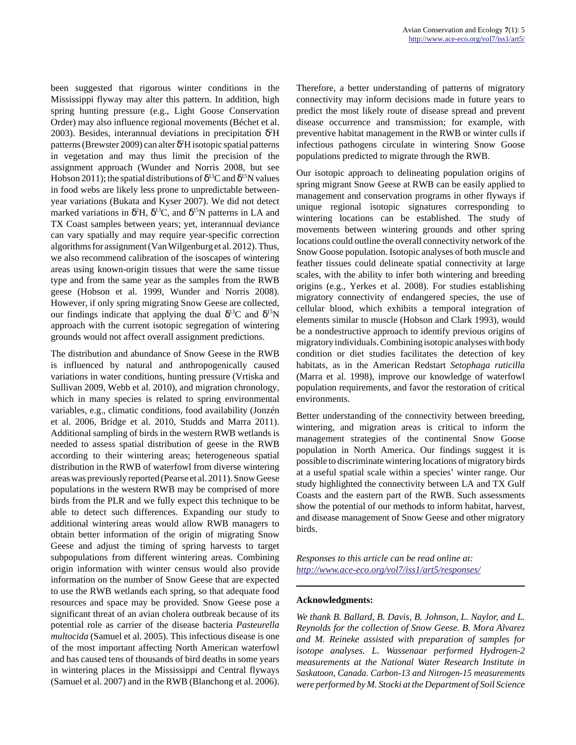been suggested that rigorous winter conditions in the Mississippi flyway may alter this pattern. In addition, high spring hunting pressure (e.g., Light Goose Conservation Order) may also influence regional movements (Béchet et al. 2003). Besides, interannual deviations in precipitation $\delta^2$H patterns (Brewster 2009) can alter $\delta^2$H isotopic spatial patterns in vegetation and may thus limit the precision of the assignment approach (Wunder and Norris 2008, but see Hobson 2011); the spatial distributions of $\delta^{13}$C and $\delta^{15}$N values in food webs are likely less prone to unpredictable between-year variations (Bukata and Kyser 2007). We did not detect marked variations in $\delta^2$H, $\delta^{13}$C, and $\delta^{15}$N patterns in LA and TX Coast samples between years; yet, interannual deviance can vary spatially and may require year-specific correction algorithms for assignment (Van Wilgenburg et al. 2012). Thus, we also recommend calibration of the isoscapes of wintering areas using known-origin tissues that were the same tissue type and from the same year as the samples from the RWB geese (Hobson et al. 1999, Wunder and Norris 2008). However, if only spring migrating Snow Geese are collected, our findings indicate that applying the dual $\delta^{13}$C and $\delta^{15}$N approach with the current isotopic segregation of wintering grounds would not affect overall assignment predictions.

The distribution and abundance of Snow Geese in the RWB is influenced by natural and anthropogenically caused variations in water conditions, hunting pressure (Vrtiska and Sullivan 2009, Webb et al. 2010), and migration chronology, which in many species is related to spring environmental variables, e.g., climatic conditions, food availability (Jonzén et al. 2006, Bridge et al. 2010, Studds and Marra 2011). Additional sampling of birds in the western RWB wetlands is needed to assess spatial distribution of geese in the RWB according to their wintering areas; heterogeneous spatial distribution in the RWB of waterfowl from diverse wintering areas was previously reported (Pearse et al. 2011). Snow Geese populations in the western RWB may be comprised of more birds from the PLR and we fully expect this technique to be able to detect such differences. Expanding our study to additional wintering areas would allow RWB managers to obtain better information of the origin of migrating Snow Geese and adjust the timing of spring harvests to target subpopulations from different wintering areas. Combining origin information with winter census would also provide information on the number of Snow Geese that are expected to use the RWB wetlands each spring, so that adequate food resources and space may be provided. Snow Geese pose a significant threat of an avian cholera outbreak because of its potential role as carrier of the disease bacteria *Pasteurella multocida* (Samuel et al. 2005). This infectious disease is one of the most important affecting North American waterfowl and has caused tens of thousands of bird deaths in some years in wintering places in the Mississippi and Central flyways (Samuel et al. 2007) and in the RWB (Blanchong et al. 2006). Therefore, a better understanding of patterns of migratory connectivity may inform decisions made in future years to predict the most likely route of disease spread and prevent disease occurrence and transmission; for example, with preventive habitat management in the RWB or winter culls if infectious pathogens circulate in wintering Snow Goose populations predicted to migrate through the RWB.

Our isotopic approach to delineating population origins of spring migrant Snow Geese at RWB can be easily applied to management and conservation programs in other flyways if unique regional isotopic signatures corresponding to wintering locations can be established. The study of movements between wintering grounds and other spring locations could outline the overall connectivity network of the Snow Goose population. Isotopic analyses of both muscle and feather tissues could delineate spatial connectivity at large scales, with the ability to infer both wintering and breeding origins (e.g., Yerkes et al. 2008). For studies establishing migratory connectivity of endangered species, the use of cellular blood, which exhibits a temporal integration of elements similar to muscle (Hobson and Clark 1993), would be a nondestructive approach to identify previous origins of migratory individuals. Combining isotopic analyses with body condition or diet studies facilitates the detection of key habitats, as in the American Redstart *Setophaga ruticilla* (Marra et al. 1998), improve our knowledge of waterfowl population requirements, and favor the restoration of critical environments.

Better understanding of the connectivity between breeding, wintering, and migration areas is critical to inform the management strategies of the continental Snow Goose population in North America. Our findings suggest it is possible to discriminate wintering locations of migratory birds at a useful spatial scale within a species' winter range. Our study highlighted the connectivity between LA and TX Gulf Coasts and the eastern part of the RWB. Such assessments show the potential of our methods to inform habitat, harvest, and disease management of Snow Geese and other migratory birds.

*Responses to this article can be read online at:*
*http://www.ace-eco.org/vol7/iss1/art5/responses/*

**Acknowledgments:**

*We thank B. Ballard, B. Davis, B. Johnson, L. Naylor, and L. Reynolds for the collection of Snow Geese. B. Mora Alvarez and M. Reineke assisted with preparation of samples for isotope analyses. L. Wassenaar performed Hydrogen-2 measurements at the National Water Research Institute in Saskatoon, Canada. Carbon-13 and Nitrogen-15 measurements were performed by M. Stocki at the Department of Soil Science*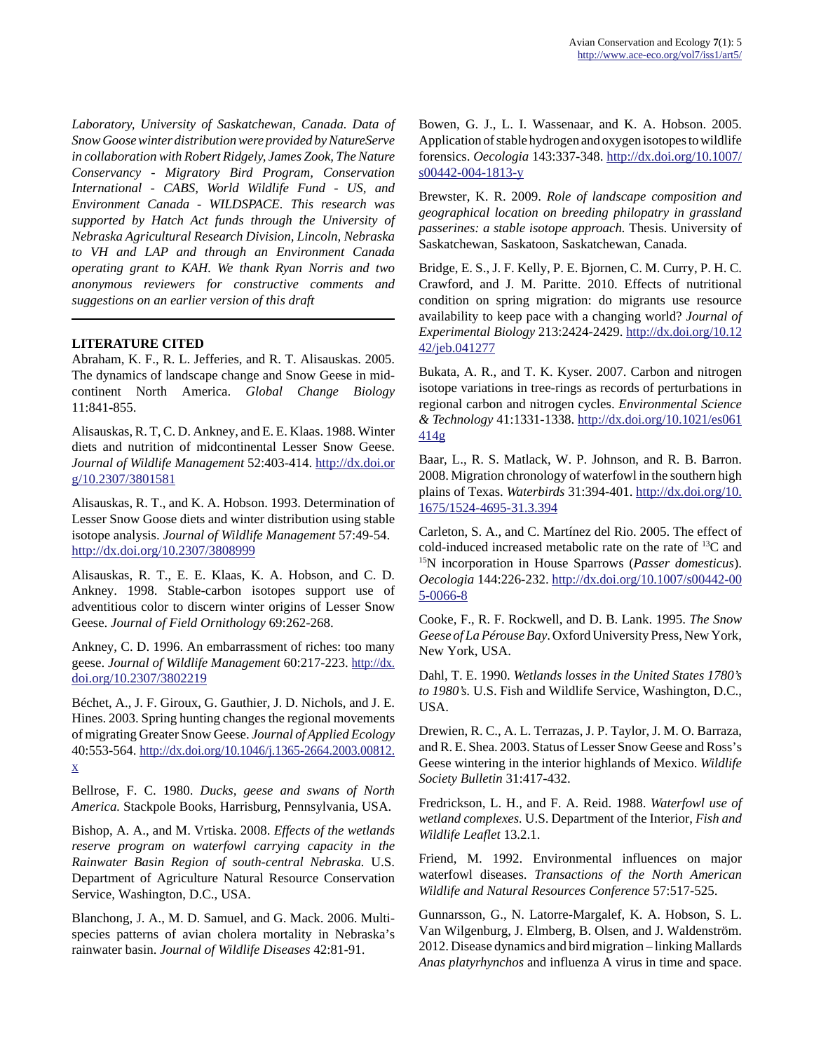*Laboratory, University of Saskatchewan, Canada. Data of Snow Goose winter distribution were provided by NatureServe in collaboration with Robert Ridgely, James Zook, The Nature Conservancy - Migratory Bird Program, Conservation International - CABS, World Wildlife Fund - US, and Environment Canada - WILDSPACE. This research was supported by Hatch Act funds through the University of Nebraska Agricultural Research Division, Lincoln, Nebraska to VH and LAP and through an Environment Canada operating grant to KAH. We thank Ryan Norris and two anonymous reviewers for constructive comments and suggestions on an earlier version of this draft*

---

## LITERATURE CITED

Abraham, K. F., R. L. Jefferies, and R. T. Alisauskas. 2005. The dynamics of landscape change and Snow Geese in mid-continent North America. *Global Change Biology* 11:841-855.

Alisauskas, R. T, C. D. Ankney, and E. E. Klaas. 1988. Winter diets and nutrition of midcontinental Lesser Snow Geese. *Journal of Wildlife Management* 52:403-414. http://dx.doi.org/10.2307/3801581

Alisauskas, R. T., and K. A. Hobson. 1993. Determination of Lesser Snow Goose diets and winter distribution using stable isotope analysis. *Journal of Wildlife Management* 57:49-54. http://dx.doi.org/10.2307/3808999

Alisauskas, R. T., E. E. Klaas, K. A. Hobson, and C. D. Ankney. 1998. Stable-carbon isotopes support use of adventitious color to discern winter origins of Lesser Snow Geese. *Journal of Field Ornithology* 69:262-268.

Ankney, C. D. 1996. An embarrassment of riches: too many geese. *Journal of Wildlife Management* 60:217-223. http://dx.doi.org/10.2307/3802219

Béchet, A., J. F. Giroux, G. Gauthier, J. D. Nichols, and J. E. Hines. 2003. Spring hunting changes the regional movements of migrating Greater Snow Geese. *Journal of Applied Ecology* 40:553-564. http://dx.doi.org/10.1046/j.1365-2664.2003.00812.x

Bellrose, F. C. 1980. *Ducks, geese and swans of North America.* Stackpole Books, Harrisburg, Pennsylvania, USA.

Bishop, A. A., and M. Vrtiska. 2008. *Effects of the wetlands reserve program on waterfowl carrying capacity in the Rainwater Basin Region of south-central Nebraska.* U.S. Department of Agriculture Natural Resource Conservation Service, Washington, D.C., USA.

Blanchong, J. A., M. D. Samuel, and G. Mack. 2006. Multi-species patterns of avian cholera mortality in Nebraska's rainwater basin. *Journal of Wildlife Diseases* 42:81-91.

Bowen, G. J., L. I. Wassenaar, and K. A. Hobson. 2005. Application of stable hydrogen and oxygen isotopes to wildlife forensics. *Oecologia* 143:337-348. http://dx.doi.org/10.1007/s00442-004-1813-y

Brewster, K. R. 2009. *Role of landscape composition and geographical location on breeding philopatry in grassland passerines: a stable isotope approach.* Thesis. University of Saskatchewan, Saskatoon, Saskatchewan, Canada.

Bridge, E. S., J. F. Kelly, P. E. Bjornen, C. M. Curry, P. H. C. Crawford, and J. M. Paritte. 2010. Effects of nutritional condition on spring migration: do migrants use resource availability to keep pace with a changing world? *Journal of Experimental Biology* 213:2424-2429. http://dx.doi.org/10.1242/jeb.041277

Bukata, A. R., and T. K. Kyser. 2007. Carbon and nitrogen isotope variations in tree-rings as records of perturbations in regional carbon and nitrogen cycles. *Environmental Science & Technology* 41:1331-1338. http://dx.doi.org/10.1021/es061414g

Baar, L., R. S. Matlack, W. P. Johnson, and R. B. Barron. 2008. Migration chronology of waterfowl in the southern high plains of Texas. *Waterbirds* 31:394-401. http://dx.doi.org/10.1675/1524-4695-31.3.394

Carleton, S. A., and C. Martínez del Rio. 2005. The effect of cold-induced increased metabolic rate on the rate of $^{13}$C and $^{15}$N incorporation in House Sparrows (*Passer domesticus*). *Oecologia* 144:226-232. http://dx.doi.org/10.1007/s00442-005-0066-8

Cooke, F., R. F. Rockwell, and D. B. Lank. 1995. *The Snow Geese of La Pérouse Bay*. Oxford University Press, New York, New York, USA.

Dahl, T. E. 1990. *Wetlands losses in the United States 1780's to 1980's.* U.S. Fish and Wildlife Service, Washington, D.C., USA.

Drewien, R. C., A. L. Terrazas, J. P. Taylor, J. M. O. Barraza, and R. E. Shea. 2003. Status of Lesser Snow Geese and Ross's Geese wintering in the interior highlands of Mexico. *Wildlife Society Bulletin* 31:417-432.

Fredrickson, L. H., and F. A. Reid. 1988. *Waterfowl use of wetland complexes.* U.S. Department of the Interior, *Fish and Wildlife Leaflet* 13.2.1.

Friend, M. 1992. Environmental influences on major waterfowl diseases. *Transactions of the North American Wildlife and Natural Resources Conference* 57:517-525.

Gunnarsson, G., N. Latorre-Margalef, K. A. Hobson, S. L. Van Wilgenburg, J. Elmberg, B. Olsen, and J. Waldenström. 2012. Disease dynamics and bird migration – linking Mallards *Anas platyrhynchos* and influenza A virus in time and space.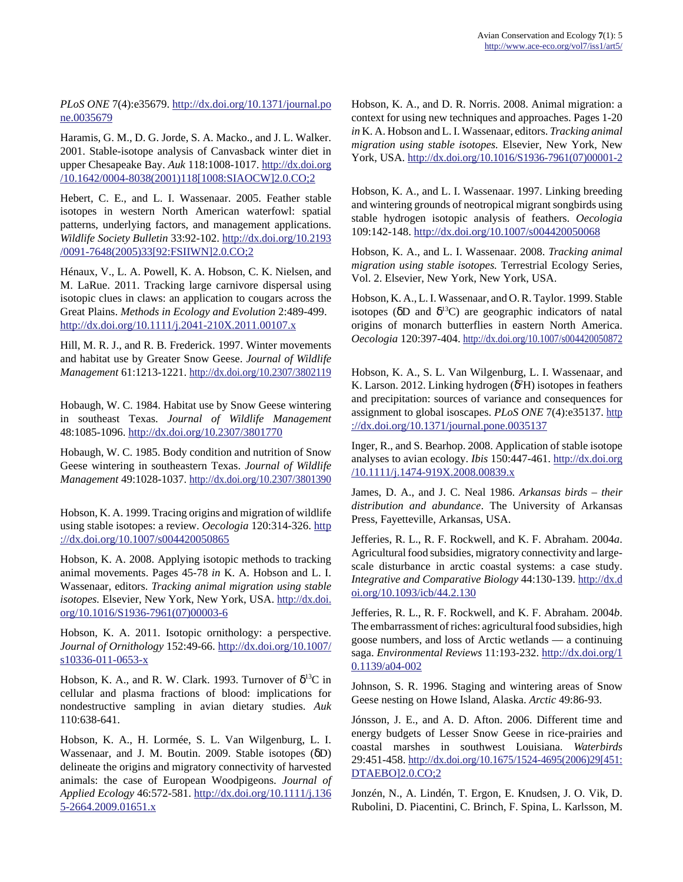*PLoS ONE* 7(4):e35679. http://dx.doi.org/10.1371/journal.pone.0035679

Haramis, G. M., D. G. Jorde, S. A. Macko., and J. L. Walker. 2001. Stable-isotope analysis of Canvasback winter diet in upper Chesapeake Bay. *Auk* 118:1008-1017. http://dx.doi.org/10.1642/0004-8038(2001)118[1008:SIAOCW]2.0.CO;2

Hebert, C. E., and L. I. Wassenaar. 2005. Feather stable isotopes in western North American waterfowl: spatial patterns, underlying factors, and management applications. *Wildlife Society Bulletin* 33:92-102. http://dx.doi.org/10.2193/0091-7648(2005)33[92:FSIIWN]2.0.CO;2

Hénaux, V., L. A. Powell, K. A. Hobson, C. K. Nielsen, and M. LaRue. 2011. Tracking large carnivore dispersal using isotopic clues in claws: an application to cougars across the Great Plains. *Methods in Ecology and Evolution* 2:489-499. http://dx.doi.org/10.1111/j.2041-210X.2011.00107.x

Hill, M. R. J., and R. B. Frederick. 1997. Winter movements and habitat use by Greater Snow Geese. *Journal of Wildlife Management* 61:1213-1221. http://dx.doi.org/10.2307/3802119

Hobaugh, W. C. 1984. Habitat use by Snow Geese wintering in southeast Texas. *Journal of Wildlife Management* 48:1085-1096. http://dx.doi.org/10.2307/3801770

Hobaugh, W. C. 1985. Body condition and nutrition of Snow Geese wintering in southeastern Texas. *Journal of Wildlife Management* 49:1028-1037. http://dx.doi.org/10.2307/3801390

Hobson, K. A. 1999. Tracing origins and migration of wildlife using stable isotopes: a review. *Oecologia* 120:314-326. http://dx.doi.org/10.1007/s004420050865

Hobson, K. A. 2008. Applying isotopic methods to tracking animal movements. Pages 45-78 *in* K. A. Hobson and L. I. Wassenaar, editors. *Tracking animal migration using stable isotopes.* Elsevier, New York, New York, USA. http://dx.doi.org/10.1016/S1936-7961(07)00003-6

Hobson, K. A. 2011. Isotopic ornithology: a perspective. *Journal of Ornithology* 152:49-66. http://dx.doi.org/10.1007/s10336-011-0653-x

Hobson, K. A., and R. W. Clark. 1993. Turnover of $\delta^{13}$C in cellular and plasma fractions of blood: implications for nondestructive sampling in avian dietary studies. *Auk* 110:638-641.

Hobson, K. A., H. Lormée, S. L. Van Wilgenburg, L. I. Wassenaar, and J. M. Boutin. 2009. Stable isotopes ($\delta$D) delineate the origins and migratory connectivity of harvested animals: the case of European Woodpigeons. *Journal of Applied Ecology* 46:572-581. http://dx.doi.org/10.1111/j.1365-2664.2009.01651.x

Hobson, K. A., and D. R. Norris. 2008. Animal migration: a context for using new techniques and approaches. Pages 1-20 *in* K. A. Hobson and L. I. Wassenaar, editors. *Tracking animal migration using stable isotopes.* Elsevier, New York, New York, USA. http://dx.doi.org/10.1016/S1936-7961(07)00001-2

Hobson, K. A., and L. I. Wassenaar. 1997. Linking breeding and wintering grounds of neotropical migrant songbirds using stable hydrogen isotopic analysis of feathers. *Oecologia* 109:142-148. http://dx.doi.org/10.1007/s004420050068

Hobson, K. A., and L. I. Wassenaar. 2008. *Tracking animal migration using stable isotopes.* Terrestrial Ecology Series, Vol. 2. Elsevier, New York, New York, USA.

Hobson, K. A., L. I. Wassenaar, and O. R. Taylor. 1999. Stable isotopes ($\delta$D and $\delta^{13}$C) are geographic indicators of natal origins of monarch butterflies in eastern North America. *Oecologia* 120:397-404. http://dx.doi.org/10.1007/s004420050872

Hobson, K. A., S. L. Van Wilgenburg, L. I. Wassenaar, and K. Larson. 2012. Linking hydrogen ($\delta^{2}$H) isotopes in feathers and precipitation: sources of variance and consequences for assignment to global isoscapes. *PLoS ONE* 7(4):e35137. http://dx.doi.org/10.1371/journal.pone.0035137

Inger, R., and S. Bearhop. 2008. Application of stable isotope analyses to avian ecology. *Ibis* 150:447-461. http://dx.doi.org/10.1111/j.1474-919X.2008.00839.x

James, D. A., and J. C. Neal 1986. *Arkansas birds – their distribution and abundance*. The University of Arkansas Press, Fayetteville, Arkansas, USA.

Jefferies, R. L., R. F. Rockwell, and K. F. Abraham. 2004*a*. Agricultural food subsidies, migratory connectivity and large-scale disturbance in arctic coastal systems: a case study. *Integrative and Comparative Biology* 44:130-139. http://dx.doi.org/10.1093/icb/44.2.130

Jefferies, R. L., R. F. Rockwell, and K. F. Abraham. 2004*b*. The embarrassment of riches: agricultural food subsidies, high goose numbers, and loss of Arctic wetlands — a continuing saga. *Environmental Reviews* 11:193-232. http://dx.doi.org/10.1139/a04-002

Johnson, S. R. 1996. Staging and wintering areas of Snow Geese nesting on Howe Island, Alaska. *Arctic* 49:86-93.

Jónsson, J. E., and A. D. Afton. 2006. Different time and energy budgets of Lesser Snow Geese in rice-prairies and coastal marshes in southwest Louisiana. *Waterbirds* 29:451-458. http://dx.doi.org/10.1675/1524-4695(2006)29[451:DTAEBO]2.0.CO;2

Jonzén, N., A. Lindén, T. Ergon, E. Knudsen, J. O. Vik, D. Rubolini, D. Piacentini, C. Brinch, F. Spina, L. Karlsson, M.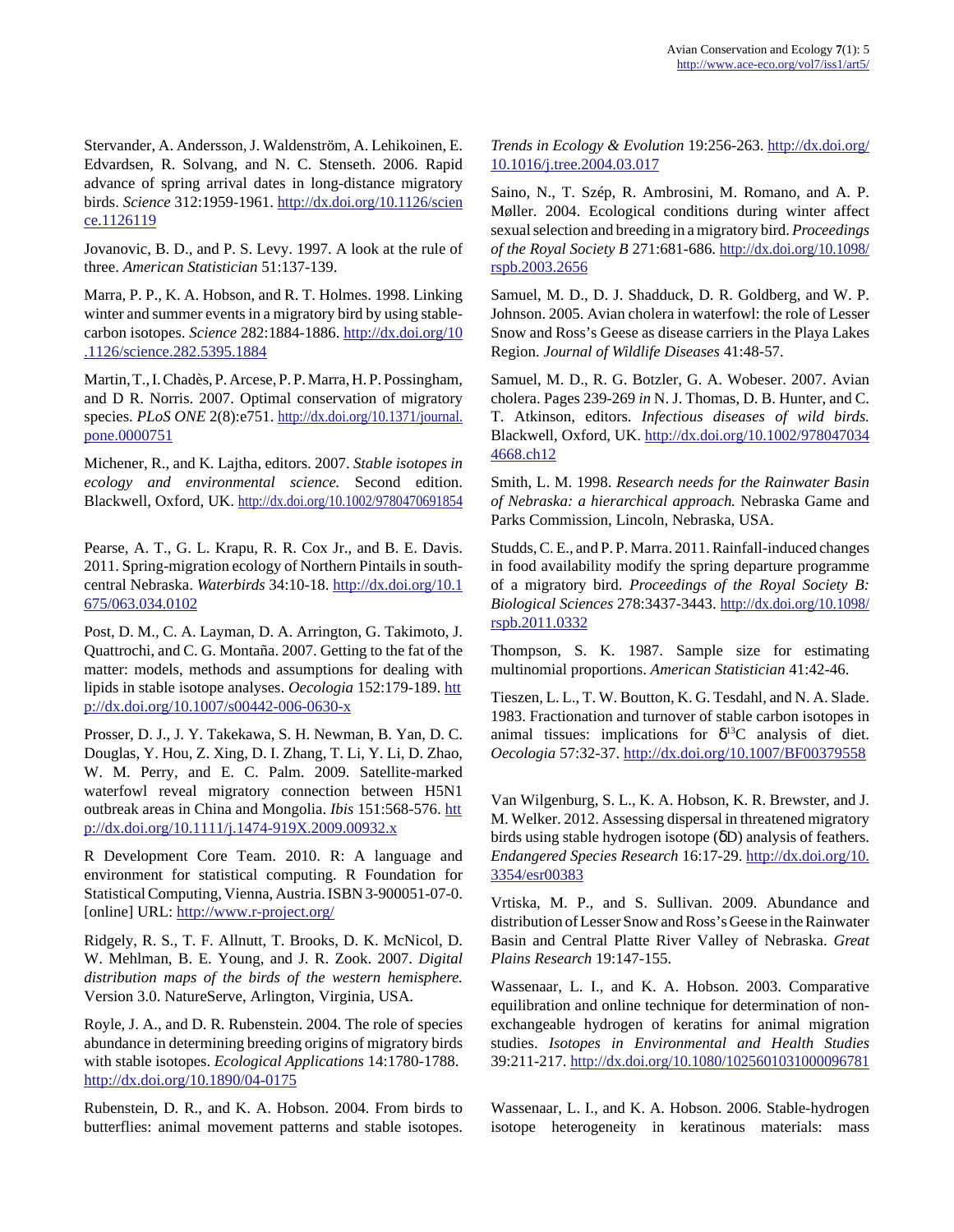Stervander, A. Andersson, J. Waldenström, A. Lehikoinen, E. Edvardsen, R. Solvang, and N. C. Stenseth. 2006. Rapid advance of spring arrival dates in long-distance migratory birds. *Science* 312:1959-1961. http://dx.doi.org/10.1126/science.1126119

Jovanovic, B. D., and P. S. Levy. 1997. A look at the rule of three. *American Statistician* 51:137-139.

Marra, P. P., K. A. Hobson, and R. T. Holmes. 1998. Linking winter and summer events in a migratory bird by using stable-carbon isotopes. *Science* 282:1884-1886. http://dx.doi.org/10.1126/science.282.5395.1884

Martin, T., I. Chadès, P. Arcese, P. P. Marra, H. P. Possingham, and D R. Norris. 2007. Optimal conservation of migratory species. *PLoS ONE* 2(8):e751. http://dx.doi.org/10.1371/journal.pone.0000751

Michener, R., and K. Lajtha, editors. 2007. *Stable isotopes in ecology and environmental science.* Second edition. Blackwell, Oxford, UK. http://dx.doi.org/10.1002/9780470691854

Pearse, A. T., G. L. Krapu, R. R. Cox Jr., and B. E. Davis. 2011. Spring-migration ecology of Northern Pintails in south-central Nebraska. *Waterbirds* 34:10-18. http://dx.doi.org/10.1675/063.034.0102

Post, D. M., C. A. Layman, D. A. Arrington, G. Takimoto, J. Quattrochi, and C. G. Montaña. 2007. Getting to the fat of the matter: models, methods and assumptions for dealing with lipids in stable isotope analyses. *Oecologia* 152:179-189. http://dx.doi.org/10.1007/s00442-006-0630-x

Prosser, D. J., J. Y. Takekawa, S. H. Newman, B. Yan, D. C. Douglas, Y. Hou, Z. Xing, D. I. Zhang, T. Li, Y. Li, D. Zhao, W. M. Perry, and E. C. Palm. 2009. Satellite-marked waterfowl reveal migratory connection between H5N1 outbreak areas in China and Mongolia. *Ibis* 151:568-576. http://dx.doi.org/10.1111/j.1474-919X.2009.00932.x

R Development Core Team. 2010. R: A language and environment for statistical computing. R Foundation for Statistical Computing, Vienna, Austria. ISBN 3-900051-07-0. [online] URL: http://www.r-project.org/

Ridgely, R. S., T. F. Allnutt, T. Brooks, D. K. McNicol, D. W. Mehlman, B. E. Young, and J. R. Zook. 2007. *Digital distribution maps of the birds of the western hemisphere.* Version 3.0. NatureServe, Arlington, Virginia, USA.

Royle, J. A., and D. R. Rubenstein. 2004. The role of species abundance in determining breeding origins of migratory birds with stable isotopes. *Ecological Applications* 14:1780-1788. http://dx.doi.org/10.1890/04-0175

Rubenstein, D. R., and K. A. Hobson. 2004. From birds to butterflies: animal movement patterns and stable isotopes. *Trends in Ecology & Evolution* 19:256-263. http://dx.doi.org/10.1016/j.tree.2004.03.017

Saino, N., T. Szép, R. Ambrosini, M. Romano, and A. P. Møller. 2004. Ecological conditions during winter affect sexual selection and breeding in a migratory bird. *Proceedings of the Royal Society B* 271:681-686. http://dx.doi.org/10.1098/rspb.2003.2656

Samuel, M. D., D. J. Shadduck, D. R. Goldberg, and W. P. Johnson. 2005. Avian cholera in waterfowl: the role of Lesser Snow and Ross's Geese as disease carriers in the Playa Lakes Region. *Journal of Wildlife Diseases* 41:48-57.

Samuel, M. D., R. G. Botzler, G. A. Wobeser. 2007. Avian cholera. Pages 239-269 *in* N. J. Thomas, D. B. Hunter, and C. T. Atkinson, editors. *Infectious diseases of wild birds.* Blackwell, Oxford, UK. http://dx.doi.org/10.1002/9780470344668.ch12

Smith, L. M. 1998. *Research needs for the Rainwater Basin of Nebraska: a hierarchical approach.* Nebraska Game and Parks Commission, Lincoln, Nebraska, USA.

Studds, C. E., and P. P. Marra. 2011. Rainfall-induced changes in food availability modify the spring departure programme of a migratory bird. *Proceedings of the Royal Society B: Biological Sciences* 278:3437-3443. http://dx.doi.org/10.1098/rspb.2011.0332

Thompson, S. K. 1987. Sample size for estimating multinomial proportions. *American Statistician* 41:42-46.

Tieszen, L. L., T. W. Boutton, K. G. Tesdahl, and N. A. Slade. 1983. Fractionation and turnover of stable carbon isotopes in animal tissues: implications for $\delta^{13}$C analysis of diet. *Oecologia* 57:32-37. http://dx.doi.org/10.1007/BF00379558

Van Wilgenburg, S. L., K. A. Hobson, K. R. Brewster, and J. M. Welker. 2012. Assessing dispersal in threatened migratory birds using stable hydrogen isotope ($\delta$D) analysis of feathers. *Endangered Species Research* 16:17-29. http://dx.doi.org/10.3354/esr00383

Vrtiska, M. P., and S. Sullivan. 2009. Abundance and distribution of Lesser Snow and Ross's Geese in the Rainwater Basin and Central Platte River Valley of Nebraska. *Great Plains Research* 19:147-155.

Wassenaar, L. I., and K. A. Hobson. 2003. Comparative equilibration and online technique for determination of non-exchangeable hydrogen of keratins for animal migration studies. *Isotopes in Environmental and Health Studies* 39:211-217. http://dx.doi.org/10.1080/1025601031000096781

Wassenaar, L. I., and K. A. Hobson. 2006. Stable-hydrogen isotope heterogeneity in keratinous materials: mass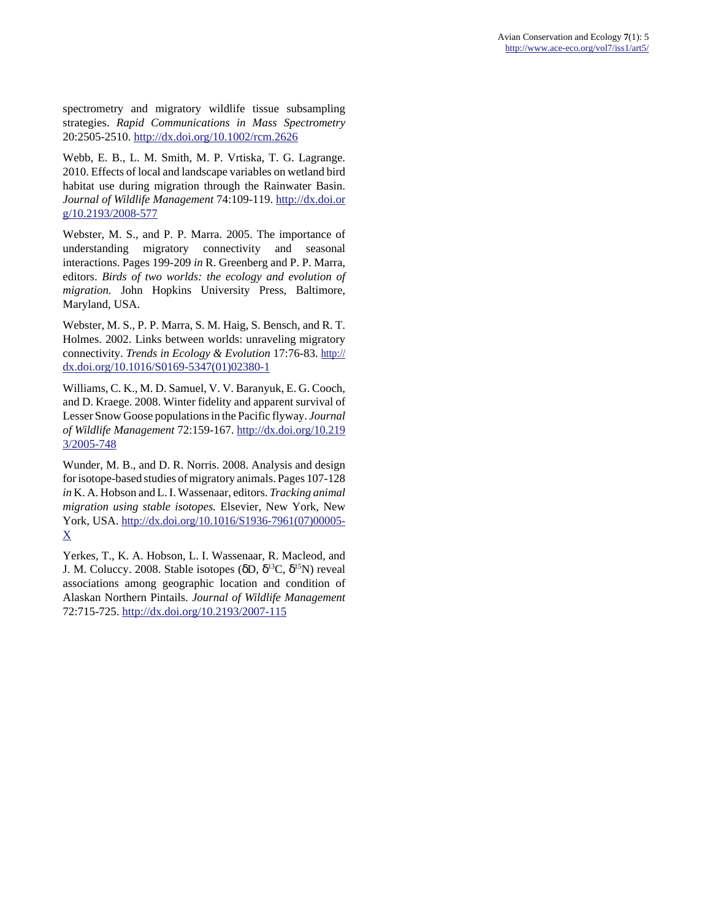spectrometry and migratory wildlife tissue subsampling strategies. *Rapid Communications in Mass Spectrometry* 20:2505-2510. http://dx.doi.org/10.1002/rcm.2626

Webb, E. B., L. M. Smith, M. P. Vrtiska, T. G. Lagrange. 2010. Effects of local and landscape variables on wetland bird habitat use during migration through the Rainwater Basin. *Journal of Wildlife Management* 74:109-119. http://dx.doi.org/10.2193/2008-577

Webster, M. S., and P. P. Marra. 2005. The importance of understanding migratory connectivity and seasonal interactions. Pages 199-209 *in* R. Greenberg and P. P. Marra, editors. *Birds of two worlds: the ecology and evolution of migration.* John Hopkins University Press, Baltimore, Maryland, USA.

Webster, M. S., P. P. Marra, S. M. Haig, S. Bensch, and R. T. Holmes. 2002. Links between worlds: unraveling migratory connectivity. *Trends in Ecology & Evolution* 17:76-83. http://dx.doi.org/10.1016/S0169-5347(01)02380-1

Williams, C. K., M. D. Samuel, V. V. Baranyuk, E. G. Cooch, and D. Kraege. 2008. Winter fidelity and apparent survival of Lesser Snow Goose populations in the Pacific flyway. *Journal of Wildlife Management* 72:159-167. http://dx.doi.org/10.2193/2005-748

Wunder, M. B., and D. R. Norris. 2008. Analysis and design for isotope-based studies of migratory animals. Pages 107-128 *in* K. A. Hobson and L. I. Wassenaar, editors. *Tracking animal migration using stable isotopes.* Elsevier, New York, New York, USA. http://dx.doi.org/10.1016/S1936-7961(07)00005-X

Yerkes, T., K. A. Hobson, L. I. Wassenaar, R. Macleod, and J. M. Coluccy. 2008. Stable isotopes ($\delta D$, $\delta^{13}C$, $\delta^{15}N$) reveal associations among geographic location and condition of Alaskan Northern Pintails. *Journal of Wildlife Management* 72:715-725. http://dx.doi.org/10.2193/2007-115